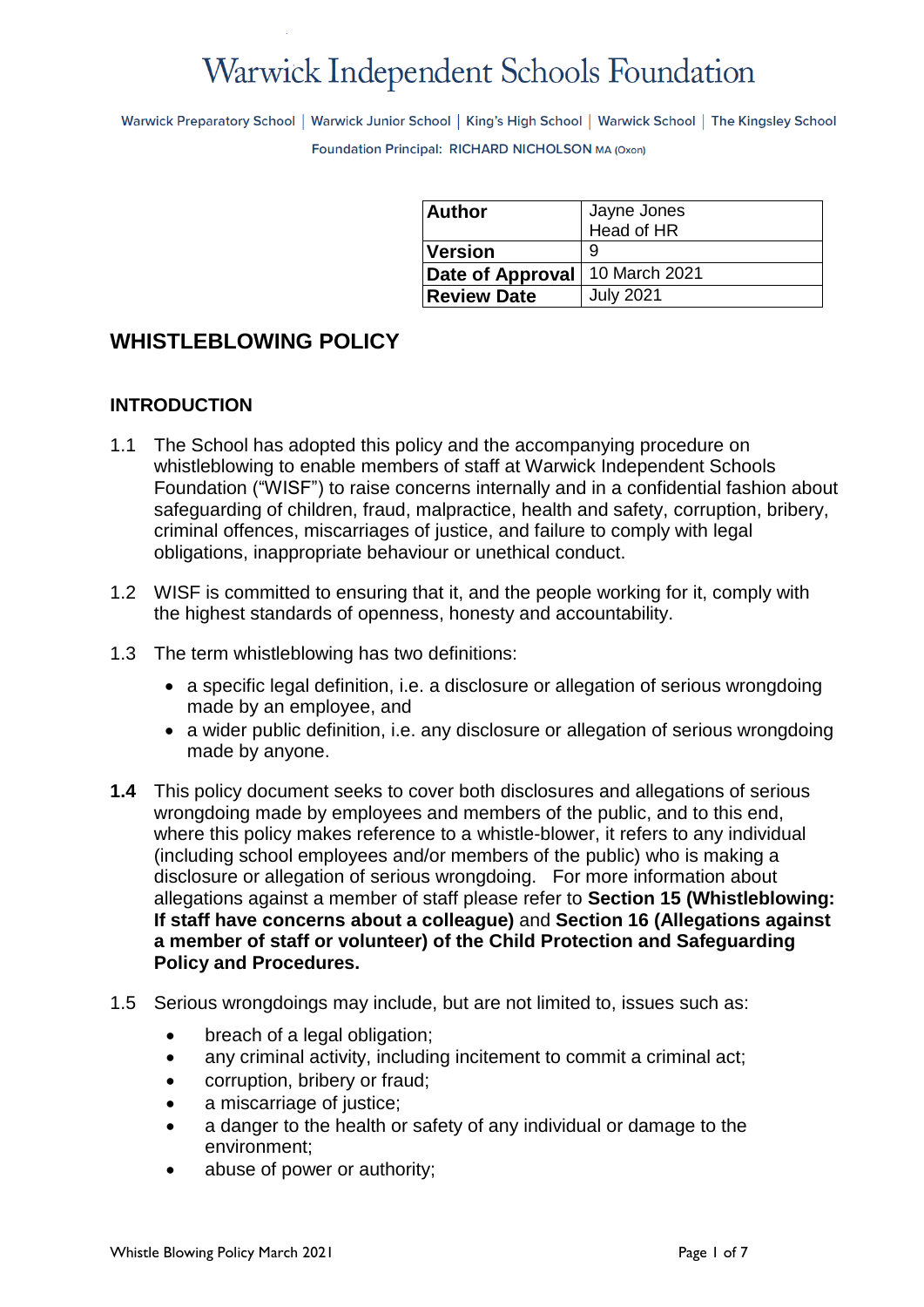# Warwick Independent Schools Foundation

Warwick Preparatory School | Warwick Junior School | King's High School | Warwick School | The Kingsley School

Foundation Principal: RICHARD NICHOLSON MA (Oxon)

| **Author** | Jayne Jones<br>Head of HR |
|---|---|
| **Version** | 9 |
| **Date of Approval** | 10 March 2021 |
| **Review Date** | July 2021 |

## WHISTLEBLOWING POLICY

### INTRODUCTION

1.1 The School has adopted this policy and the accompanying procedure on whistleblowing to enable members of staff at Warwick Independent Schools Foundation ("WISF") to raise concerns internally and in a confidential fashion about safeguarding of children, fraud, malpractice, health and safety, corruption, bribery, criminal offences, miscarriages of justice, and failure to comply with legal obligations, inappropriate behaviour or unethical conduct.

1.2 WISF is committed to ensuring that it, and the people working for it, comply with the highest standards of openness, honesty and accountability.

1.3 The term whistleblowing has two definitions:

- a specific legal definition, i.e. a disclosure or allegation of serious wrongdoing made by an employee, and
- a wider public definition, i.e. any disclosure or allegation of serious wrongdoing made by anyone.

**1.4** This policy document seeks to cover both disclosures and allegations of serious wrongdoing made by employees and members of the public, and to this end, where this policy makes reference to a whistle-blower, it refers to any individual (including school employees and/or members of the public) who is making a disclosure or allegation of serious wrongdoing. For more information about allegations against a member of staff please refer to **Section 15 (Whistleblowing: If staff have concerns about a colleague)** and **Section 16 (Allegations against a member of staff or volunteer) of the Child Protection and Safeguarding Policy and Procedures.**

1.5 Serious wrongdoings may include, but are not limited to, issues such as:

- breach of a legal obligation;
- any criminal activity, including incitement to commit a criminal act;
- corruption, bribery or fraud;
- a miscarriage of justice;
- a danger to the health or safety of any individual or damage to the environment;
- abuse of power or authority;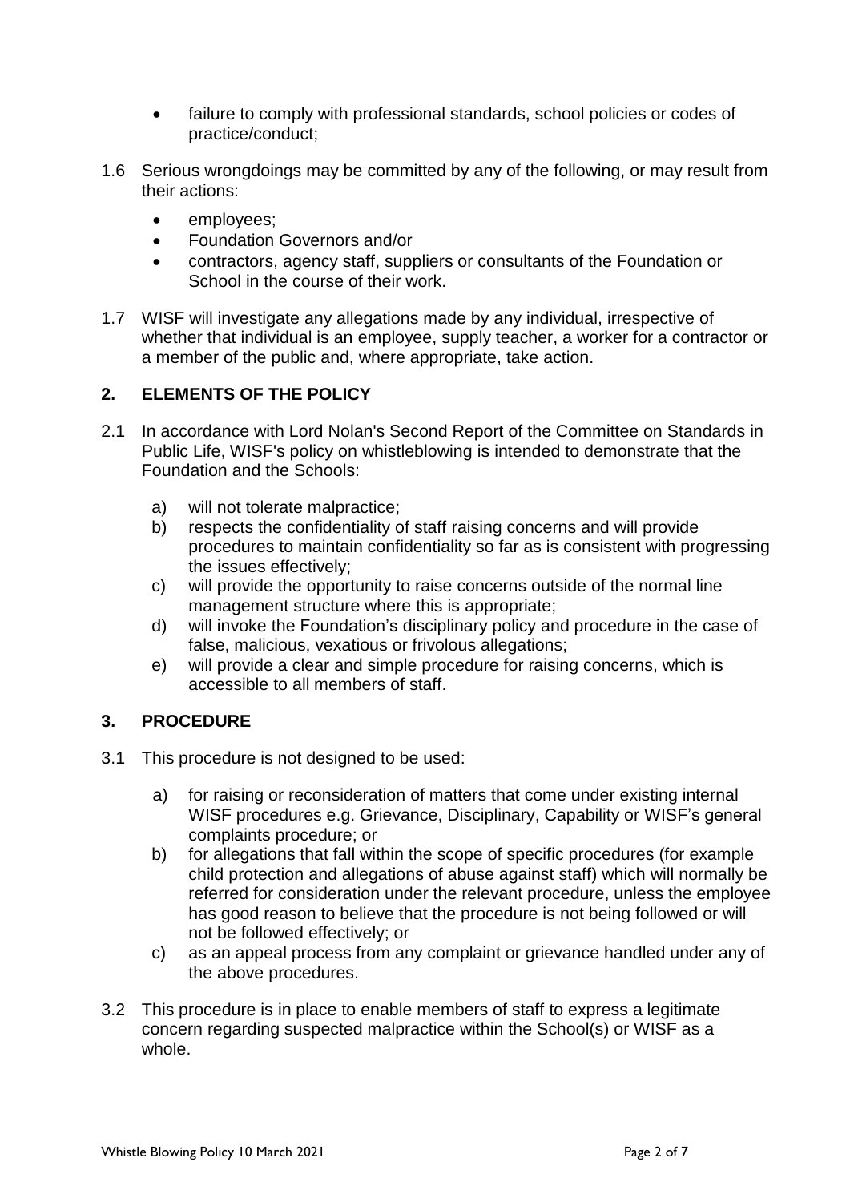- failure to comply with professional standards, school policies or codes of practice/conduct;

1.6 Serious wrongdoings may be committed by any of the following, or may result from their actions:

- employees;
- Foundation Governors and/or
- contractors, agency staff, suppliers or consultants of the Foundation or School in the course of their work.

1.7 WISF will investigate any allegations made by any individual, irrespective of whether that individual is an employee, supply teacher, a worker for a contractor or a member of the public and, where appropriate, take action.

## 2. ELEMENTS OF THE POLICY

2.1 In accordance with Lord Nolan's Second Report of the Committee on Standards in Public Life, WISF's policy on whistleblowing is intended to demonstrate that the Foundation and the Schools:

a) will not tolerate malpractice;
b) respects the confidentiality of staff raising concerns and will provide procedures to maintain confidentiality so far as is consistent with progressing the issues effectively;
c) will provide the opportunity to raise concerns outside of the normal line management structure where this is appropriate;
d) will invoke the Foundation's disciplinary policy and procedure in the case of false, malicious, vexatious or frivolous allegations;
e) will provide a clear and simple procedure for raising concerns, which is accessible to all members of staff.

## 3. PROCEDURE

3.1 This procedure is not designed to be used:

a) for raising or reconsideration of matters that come under existing internal WISF procedures e.g. Grievance, Disciplinary, Capability or WISF's general complaints procedure; or
b) for allegations that fall within the scope of specific procedures (for example child protection and allegations of abuse against staff) which will normally be referred for consideration under the relevant procedure, unless the employee has good reason to believe that the procedure is not being followed or will not be followed effectively; or
c) as an appeal process from any complaint or grievance handled under any of the above procedures.

3.2 This procedure is in place to enable members of staff to express a legitimate concern regarding suspected malpractice within the School(s) or WISF as a whole.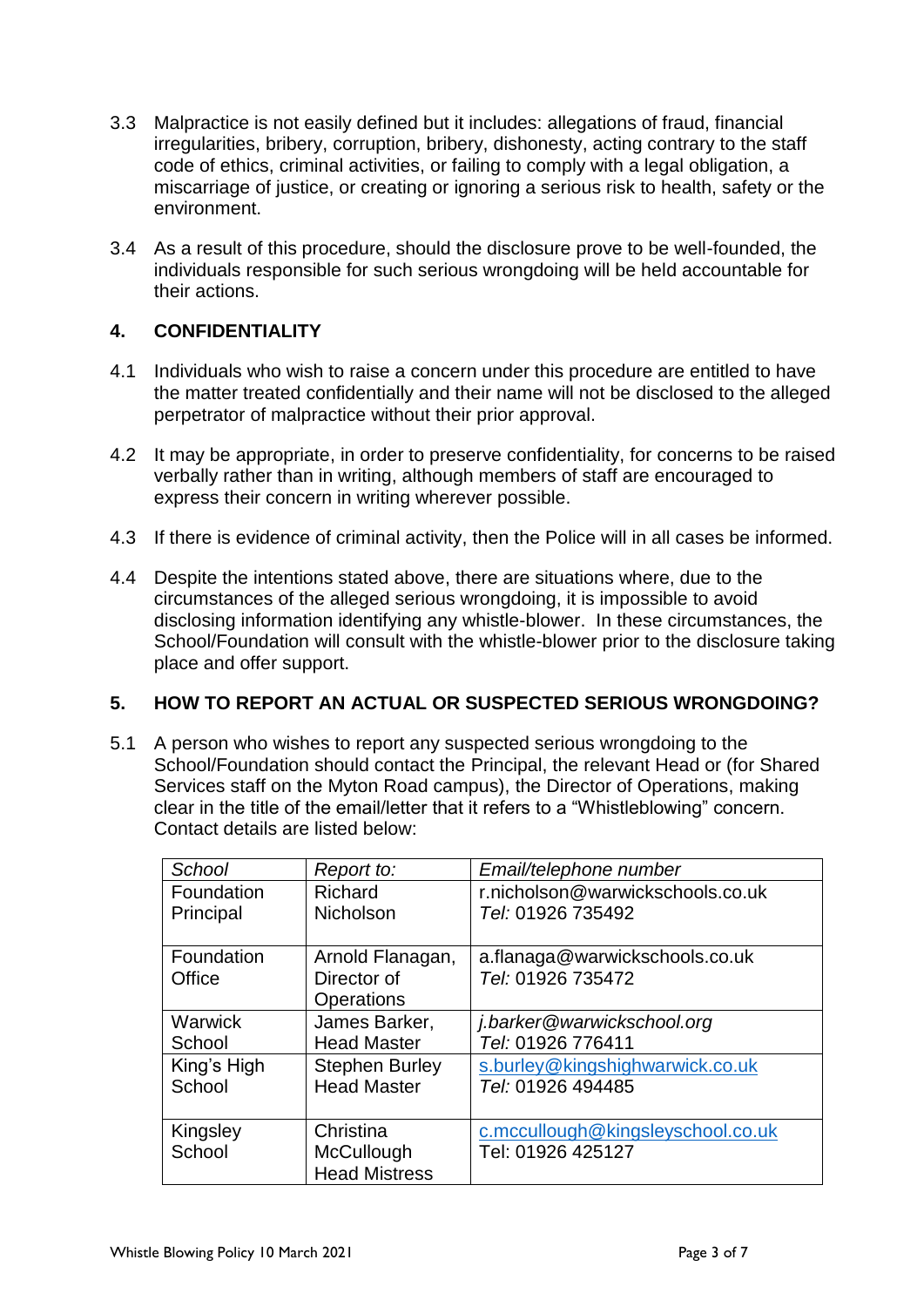3.3 Malpractice is not easily defined but it includes: allegations of fraud, financial irregularities, bribery, corruption, bribery, dishonesty, acting contrary to the staff code of ethics, criminal activities, or failing to comply with a legal obligation, a miscarriage of justice, or creating or ignoring a serious risk to health, safety or the environment.

3.4 As a result of this procedure, should the disclosure prove to be well-founded, the individuals responsible for such serious wrongdoing will be held accountable for their actions.

## 4. CONFIDENTIALITY

4.1 Individuals who wish to raise a concern under this procedure are entitled to have the matter treated confidentially and their name will not be disclosed to the alleged perpetrator of malpractice without their prior approval.

4.2 It may be appropriate, in order to preserve confidentiality, for concerns to be raised verbally rather than in writing, although members of staff are encouraged to express their concern in writing wherever possible.

4.3 If there is evidence of criminal activity, then the Police will in all cases be informed.

4.4 Despite the intentions stated above, there are situations where, due to the circumstances of the alleged serious wrongdoing, it is impossible to avoid disclosing information identifying any whistle-blower. In these circumstances, the School/Foundation will consult with the whistle-blower prior to the disclosure taking place and offer support.

## 5. HOW TO REPORT AN ACTUAL OR SUSPECTED SERIOUS WRONGDOING?

5.1 A person who wishes to report any suspected serious wrongdoing to the School/Foundation should contact the Principal, the relevant Head or (for Shared Services staff on the Myton Road campus), the Director of Operations, making clear in the title of the email/letter that it refers to a "Whistleblowing" concern. Contact details are listed below:

| *School* | *Report to:* | *Email/telephone number* |
|---|---|---|
| Foundation Principal | Richard Nicholson | r.nicholson@warwickschools.co.uk *Tel:* 01926 735492 |
| Foundation Office | Arnold Flanagan, Director of Operations | a.flanaga@warwickschools.co.uk *Tel:* 01926 735472 |
| Warwick School | James Barker, Head Master | *j.barker@warwickschool.org* *Tel:* 01926 776411 |
| King's High School | Stephen Burley Head Master | s.burley@kingshighwarwick.co.uk *Tel:* 01926 494485 |
| Kingsley School | Christina McCullough Head Mistress | c.mccullough@kingsleyschool.co.uk Tel: 01926 425127 |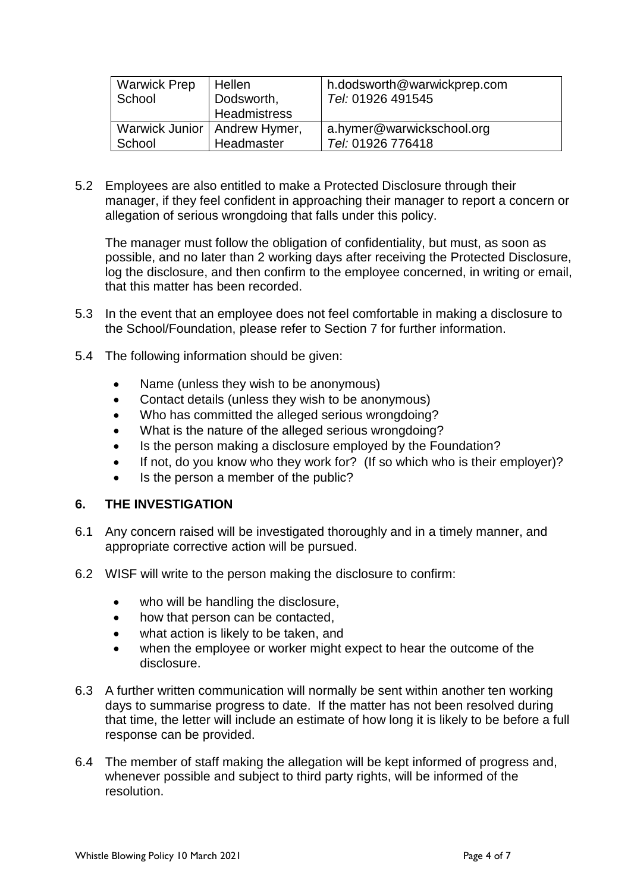| Warwick Prep School | Hellen Dodsworth, Headmistress | h.dodsworth@warwickprep.com<br>*Tel:* 01926 491545 |
|---|---|---|
| Warwick Junior School | Andrew Hymer, Headmaster | a.hymer@warwickschool.org<br>*Tel:* 01926 776418 |

5.2 Employees are also entitled to make a Protected Disclosure through their manager, if they feel confident in approaching their manager to report a concern or allegation of serious wrongdoing that falls under this policy.

The manager must follow the obligation of confidentiality, but must, as soon as possible, and no later than 2 working days after receiving the Protected Disclosure, log the disclosure, and then confirm to the employee concerned, in writing or email, that this matter has been recorded.

5.3 In the event that an employee does not feel comfortable in making a disclosure to the School/Foundation, please refer to Section 7 for further information.

5.4 The following information should be given:

- Name (unless they wish to be anonymous)
- Contact details (unless they wish to be anonymous)
- Who has committed the alleged serious wrongdoing?
- What is the nature of the alleged serious wrongdoing?
- Is the person making a disclosure employed by the Foundation?
- If not, do you know who they work for? (If so which who is their employer)?
- Is the person a member of the public?

## 6. THE INVESTIGATION

6.1 Any concern raised will be investigated thoroughly and in a timely manner, and appropriate corrective action will be pursued.

6.2 WISF will write to the person making the disclosure to confirm:

- who will be handling the disclosure,
- how that person can be contacted,
- what action is likely to be taken, and
- when the employee or worker might expect to hear the outcome of the disclosure.

6.3 A further written communication will normally be sent within another ten working days to summarise progress to date. If the matter has not been resolved during that time, the letter will include an estimate of how long it is likely to be before a full response can be provided.

6.4 The member of staff making the allegation will be kept informed of progress and, whenever possible and subject to third party rights, will be informed of the resolution.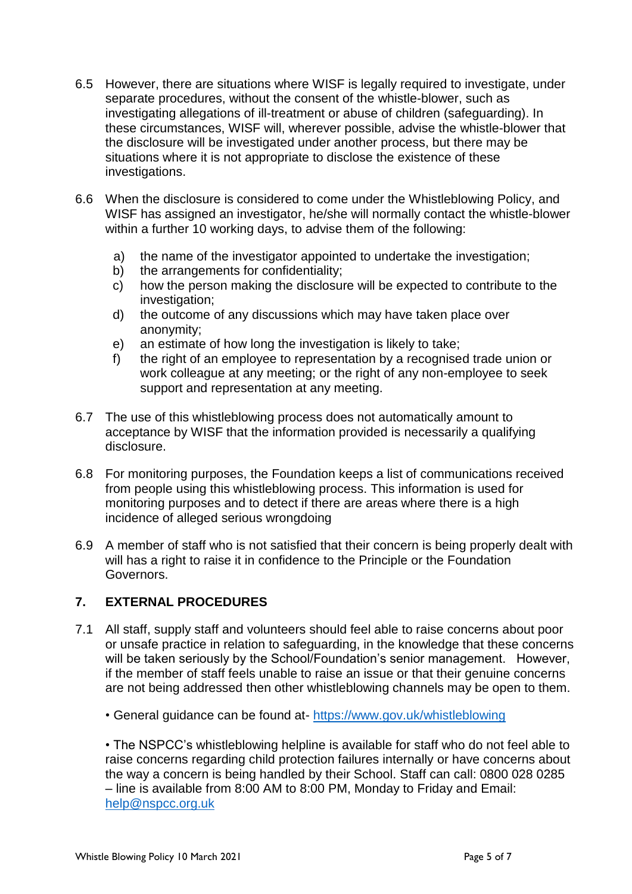6.5 However, there are situations where WISF is legally required to investigate, under separate procedures, without the consent of the whistle-blower, such as investigating allegations of ill-treatment or abuse of children (safeguarding). In these circumstances, WISF will, wherever possible, advise the whistle-blower that the disclosure will be investigated under another process, but there may be situations where it is not appropriate to disclose the existence of these investigations.

6.6 When the disclosure is considered to come under the Whistleblowing Policy, and WISF has assigned an investigator, he/she will normally contact the whistle-blower within a further 10 working days, to advise them of the following:

a) the name of the investigator appointed to undertake the investigation;
b) the arrangements for confidentiality;
c) how the person making the disclosure will be expected to contribute to the investigation;
d) the outcome of any discussions which may have taken place over anonymity;
e) an estimate of how long the investigation is likely to take;
f) the right of an employee to representation by a recognised trade union or work colleague at any meeting; or the right of any non-employee to seek support and representation at any meeting.

6.7 The use of this whistleblowing process does not automatically amount to acceptance by WISF that the information provided is necessarily a qualifying disclosure.

6.8 For monitoring purposes, the Foundation keeps a list of communications received from people using this whistleblowing process. This information is used for monitoring purposes and to detect if there are areas where there is a high incidence of alleged serious wrongdoing

6.9 A member of staff who is not satisfied that their concern is being properly dealt with will has a right to raise it in confidence to the Principle or the Foundation Governors.

## 7. EXTERNAL PROCEDURES

7.1 All staff, supply staff and volunteers should feel able to raise concerns about poor or unsafe practice in relation to safeguarding, in the knowledge that these concerns will be taken seriously by the School/Foundation's senior management. However, if the member of staff feels unable to raise an issue or that their genuine concerns are not being addressed then other whistleblowing channels may be open to them.

• General guidance can be found at- https://www.gov.uk/whistleblowing

• The NSPCC's whistleblowing helpline is available for staff who do not feel able to raise concerns regarding child protection failures internally or have concerns about the way a concern is being handled by their School. Staff can call: 0800 028 0285 – line is available from 8:00 AM to 8:00 PM, Monday to Friday and Email: help@nspcc.org.uk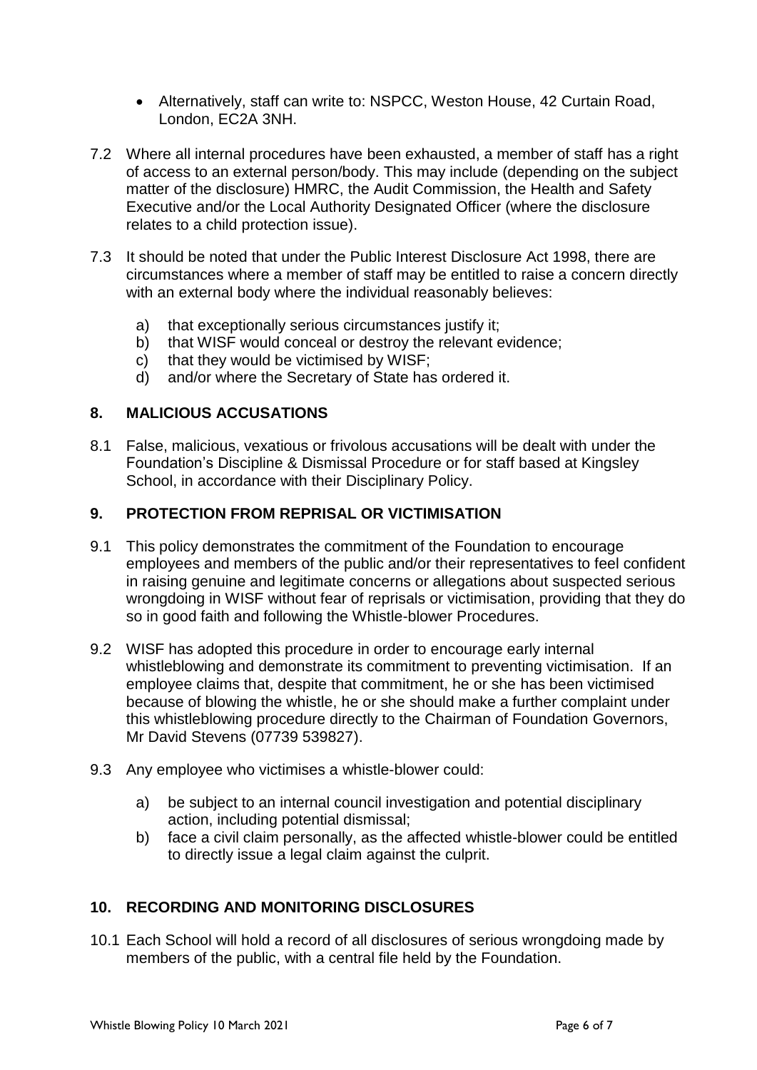- Alternatively, staff can write to: NSPCC, Weston House, 42 Curtain Road, London, EC2A 3NH.

7.2 Where all internal procedures have been exhausted, a member of staff has a right of access to an external person/body. This may include (depending on the subject matter of the disclosure) HMRC, the Audit Commission, the Health and Safety Executive and/or the Local Authority Designated Officer (where the disclosure relates to a child protection issue).

7.3 It should be noted that under the Public Interest Disclosure Act 1998, there are circumstances where a member of staff may be entitled to raise a concern directly with an external body where the individual reasonably believes:

a) that exceptionally serious circumstances justify it;
b) that WISF would conceal or destroy the relevant evidence;
c) that they would be victimised by WISF;
d) and/or where the Secretary of State has ordered it.

## 8. MALICIOUS ACCUSATIONS

8.1 False, malicious, vexatious or frivolous accusations will be dealt with under the Foundation's Discipline & Dismissal Procedure or for staff based at Kingsley School, in accordance with their Disciplinary Policy.

## 9. PROTECTION FROM REPRISAL OR VICTIMISATION

9.1 This policy demonstrates the commitment of the Foundation to encourage employees and members of the public and/or their representatives to feel confident in raising genuine and legitimate concerns or allegations about suspected serious wrongdoing in WISF without fear of reprisals or victimisation, providing that they do so in good faith and following the Whistle-blower Procedures.

9.2 WISF has adopted this procedure in order to encourage early internal whistleblowing and demonstrate its commitment to preventing victimisation. If an employee claims that, despite that commitment, he or she has been victimised because of blowing the whistle, he or she should make a further complaint under this whistleblowing procedure directly to the Chairman of Foundation Governors, Mr David Stevens (07739 539827).

9.3 Any employee who victimises a whistle-blower could:

a) be subject to an internal council investigation and potential disciplinary action, including potential dismissal;
b) face a civil claim personally, as the affected whistle-blower could be entitled to directly issue a legal claim against the culprit.

## 10. RECORDING AND MONITORING DISCLOSURES

10.1 Each School will hold a record of all disclosures of serious wrongdoing made by members of the public, with a central file held by the Foundation.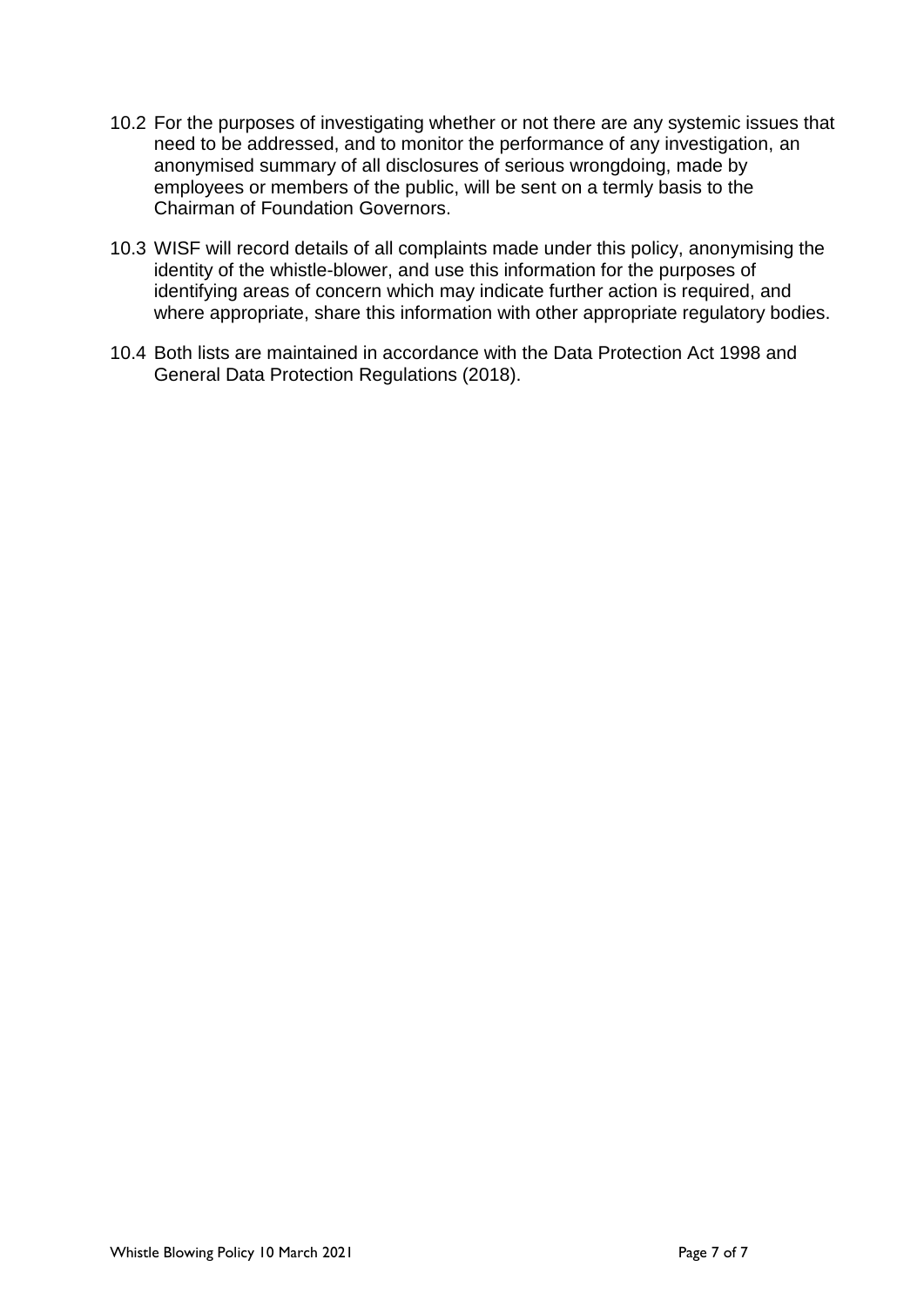10.2 For the purposes of investigating whether or not there are any systemic issues that need to be addressed, and to monitor the performance of any investigation, an anonymised summary of all disclosures of serious wrongdoing, made by employees or members of the public, will be sent on a termly basis to the Chairman of Foundation Governors.

10.3 WISF will record details of all complaints made under this policy, anonymising the identity of the whistle-blower, and use this information for the purposes of identifying areas of concern which may indicate further action is required, and where appropriate, share this information with other appropriate regulatory bodies.

10.4 Both lists are maintained in accordance with the Data Protection Act 1998 and General Data Protection Regulations (2018).